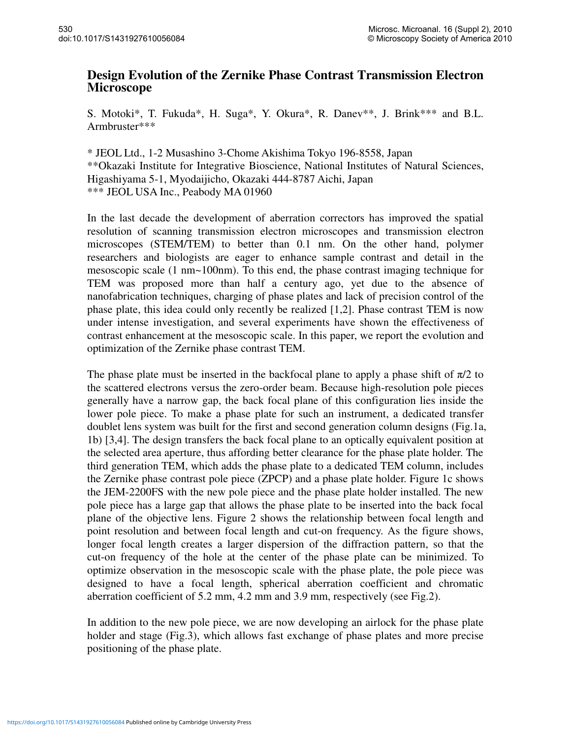# Design Evolution of the Zernike Phase Contrast Transmission Electron Microscope

S. Motoki*, T. Fukuda*, H. Suga*, Y. Okura*, R. Danev**, J. Brink*** and B.L. Armbruster***

\* JEOL Ltd., 1-2 Musashino 3-Chome Akishima Tokyo 196-8558, Japan
\*\*Okazaki Institute for Integrative Bioscience, National Institutes of Natural Sciences, Higashiyama 5-1, Myodaijicho, Okazaki 444-8787 Aichi, Japan
\*\*\* JEOL USA Inc., Peabody MA 01960

In the last decade the development of aberration correctors has improved the spatial resolution of scanning transmission electron microscopes and transmission electron microscopes (STEM/TEM) to better than 0.1 nm. On the other hand, polymer researchers and biologists are eager to enhance sample contrast and detail in the mesoscopic scale (1 nm~100nm). To this end, the phase contrast imaging technique for TEM was proposed more than half a century ago, yet due to the absence of nanofabrication techniques, charging of phase plates and lack of precision control of the phase plate, this idea could only recently be realized [1,2]. Phase contrast TEM is now under intense investigation, and several experiments have shown the effectiveness of contrast enhancement at the mesoscopic scale. In this paper, we report the evolution and optimization of the Zernike phase contrast TEM.

The phase plate must be inserted in the backfocal plane to apply a phase shift of $\pi/2$ to the scattered electrons versus the zero-order beam. Because high-resolution pole pieces generally have a narrow gap, the back focal plane of this configuration lies inside the lower pole piece. To make a phase plate for such an instrument, a dedicated transfer doublet lens system was built for the first and second generation column designs (Fig.1a, 1b) [3,4]. The design transfers the back focal plane to an optically equivalent position at the selected area aperture, thus affording better clearance for the phase plate holder. The third generation TEM, which adds the phase plate to a dedicated TEM column, includes the Zernike phase contrast pole piece (ZPCP) and a phase plate holder. Figure 1c shows the JEM-2200FS with the new pole piece and the phase plate holder installed. The new pole piece has a large gap that allows the phase plate to be inserted into the back focal plane of the objective lens. Figure 2 shows the relationship between focal length and point resolution and between focal length and cut-on frequency. As the figure shows, longer focal length creates a larger dispersion of the diffraction pattern, so that the cut-on frequency of the hole at the center of the phase plate can be minimized. To optimize observation in the mesoscopic scale with the phase plate, the pole piece was designed to have a focal length, spherical aberration coefficient and chromatic aberration coefficient of 5.2 mm, 4.2 mm and 3.9 mm, respectively (see Fig.2).

In addition to the new pole piece, we are now developing an airlock for the phase plate holder and stage (Fig.3), which allows fast exchange of phase plates and more precise positioning of the phase plate.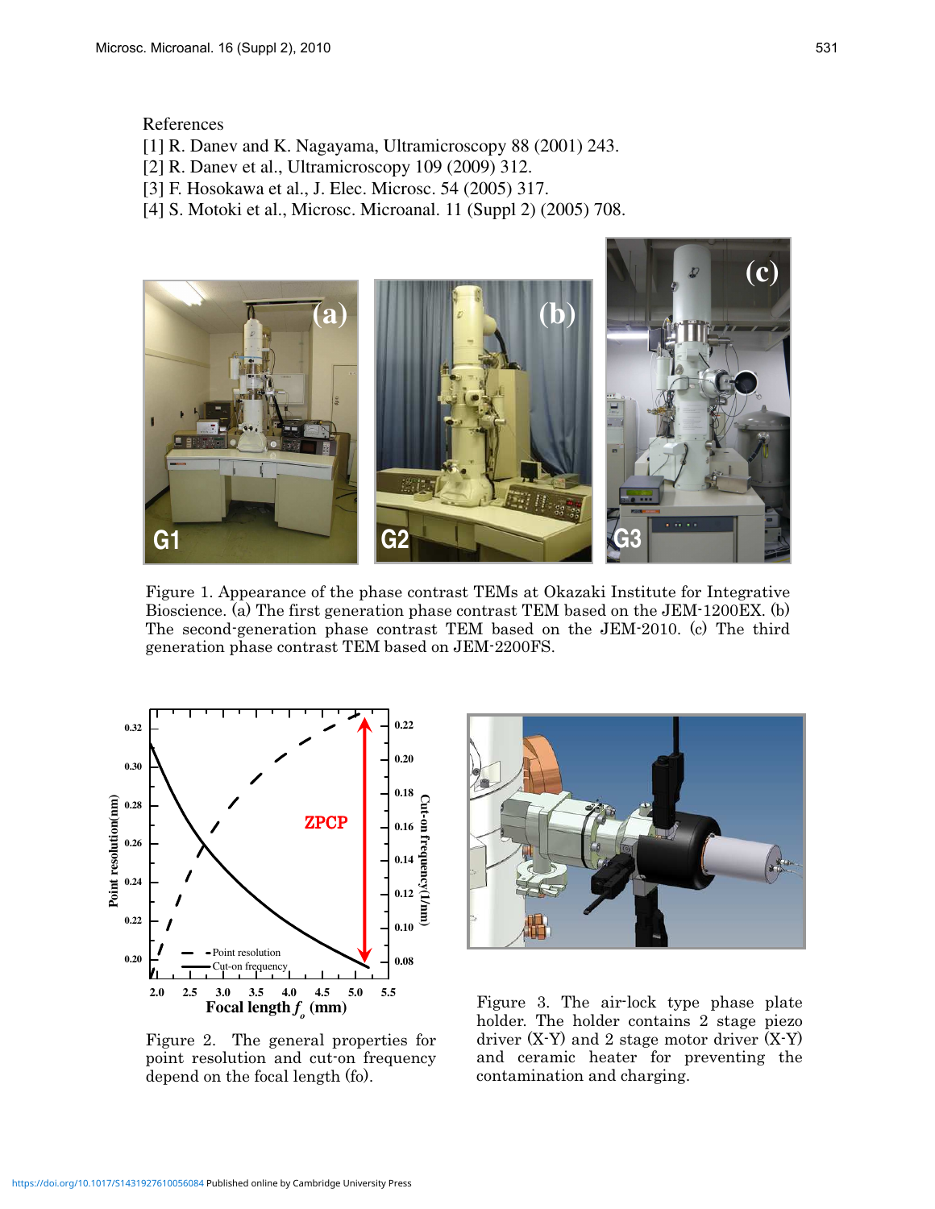References

[1] R. Danev and K. Nagayama, Ultramicroscopy 88 (2001) 243.
[2] R. Danev et al., Ultramicroscopy 109 (2009) 312.
[3] F. Hosokawa et al., J. Elec. Microsc. 54 (2005) 317.
[4] S. Motoki et al., Microsc. Microanal. 11 (Suppl 2) (2005) 708.

(a)
G1
(b)
G2
(c)
G3

Figure 1. Appearance of the phase contrast TEMs at Okazaki Institute for Integrative Bioscience. (a) The first generation phase contrast TEM based on the JEM-1200EX. (b) The second-generation phase contrast TEM based on the JEM-2010. (c) The third generation phase contrast TEM based on JEM-2200FS.

Point resolution(nm)
0.32
0.30
0.28
0.26
0.24
0.22
0.20
Cut-on frequency(1/nm)
0.22
0.20
0.18
0.16
0.14
0.12
0.10
0.08
ZPCP
Point resolution
Cut-on frequency
2.0 2.5 3.0 3.5 4.0 4.5 5.0 5.5
Focal length $f_o$ (mm)

Figure 2. The general properties for point resolution and cut-on frequency depend on the focal length (fo).

Figure 3. The air-lock type phase plate holder. The holder contains 2 stage piezo driver (X-Y) and 2 stage motor driver (X-Y) and ceramic heater for preventing the contamination and charging.